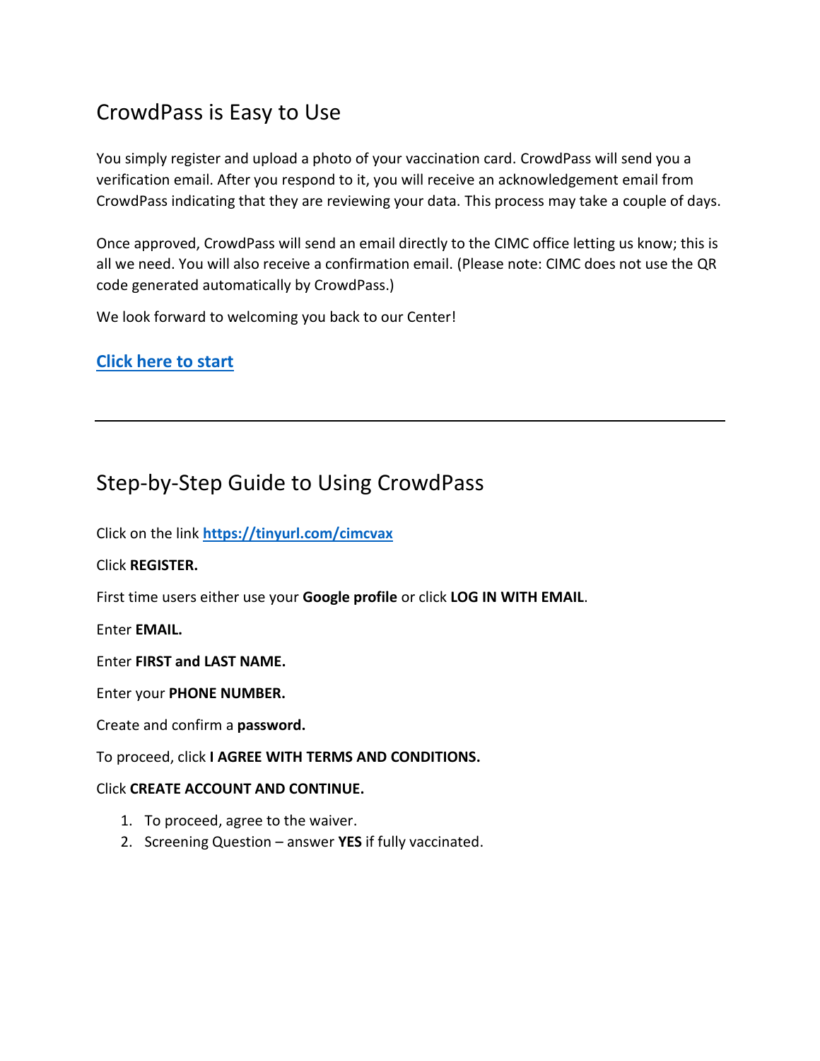## CrowdPass is Easy to Use

You simply register and upload a photo of your vaccination card. CrowdPass will send you a verification email. After you respond to it, you will receive an acknowledgement email from CrowdPass indicating that they are reviewing your data. This process may take a couple of days.

Once approved, CrowdPass will send an email directly to the CIMC office letting us know; this is all we need. You will also receive a confirmation email. (Please note: CIMC does not use the QR code generated automatically by CrowdPass.)

We look forward to welcoming you back to our Center!

**Click here to start**

---

## Step-by-Step Guide to Using CrowdPass

Click on the link **https://tinyurl.com/cimcvax**

Click **REGISTER.**

First time users either use your **Google profile** or click **LOG IN WITH EMAIL**.

Enter **EMAIL.**

Enter **FIRST and LAST NAME.**

Enter your **PHONE NUMBER.**

Create and confirm a **password.**

To proceed, click **I AGREE WITH TERMS AND CONDITIONS.**

Click **CREATE ACCOUNT AND CONTINUE.**

1. To proceed, agree to the waiver.
2. Screening Question – answer **YES** if fully vaccinated.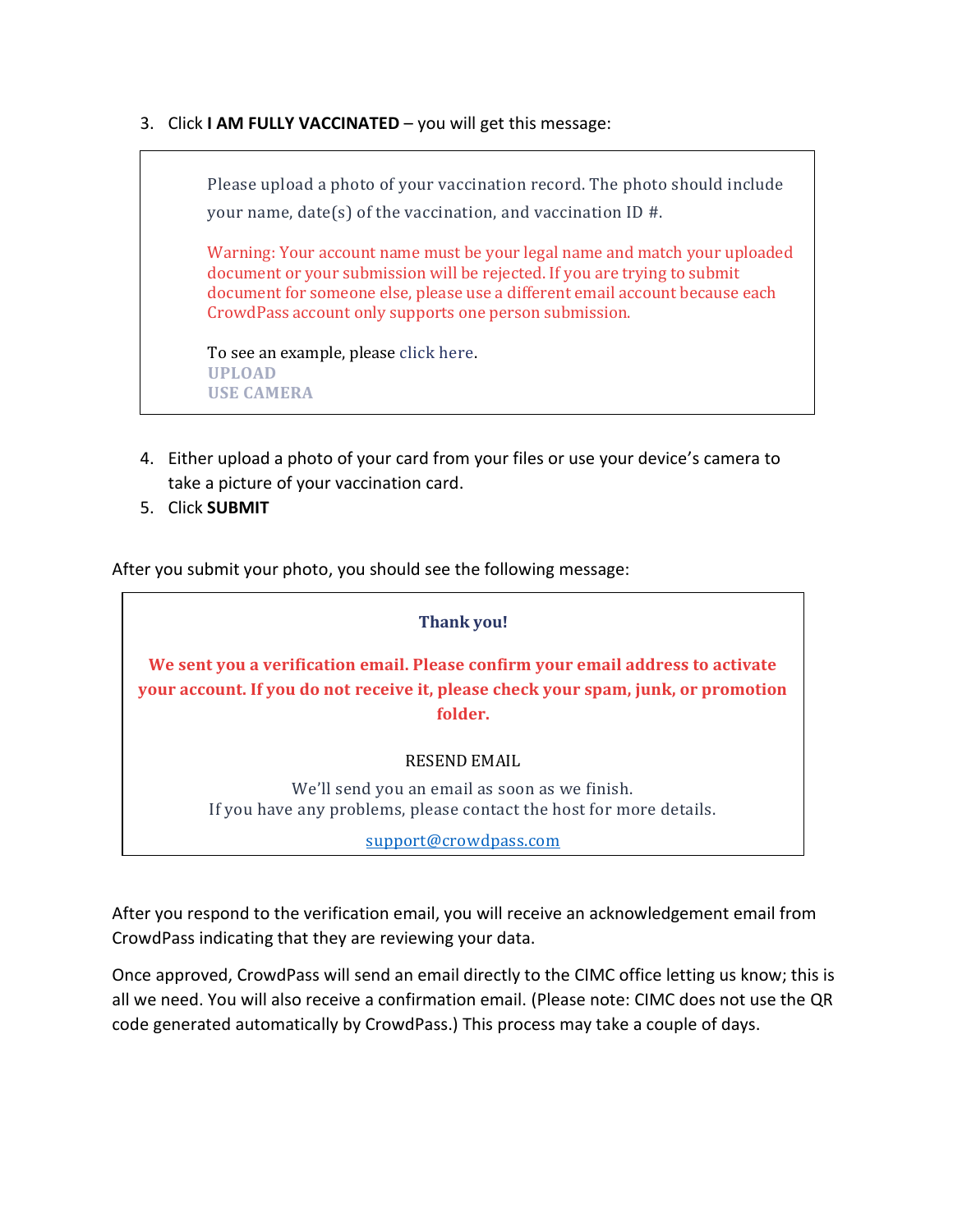3. Click **I AM FULLY VACCINATED** – you will get this message:

> Please upload a photo of your vaccination record. The photo should include your name, date(s) of the vaccination, and vaccination ID #.
>
> Warning: Your account name must be your legal name and match your uploaded document or your submission will be rejected. If you are trying to submit document for someone else, please use a different email account because each CrowdPass account only supports one person submission.
>
> To see an example, please click here.
> UPLOAD
> USE CAMERA

4. Either upload a photo of your card from your files or use your device's camera to take a picture of your vaccination card.
5. Click **SUBMIT**

After you submit your photo, you should see the following message:

> **Thank you!**
>
> **We sent you a verification email. Please confirm your email address to activate your account. If you do not receive it, please check your spam, junk, or promotion folder.**
>
> RESEND EMAIL
>
> We'll send you an email as soon as we finish.
> If you have any problems, please contact the host for more details.
>
> support@crowdpass.com

After you respond to the verification email, you will receive an acknowledgement email from CrowdPass indicating that they are reviewing your data.

Once approved, CrowdPass will send an email directly to the CIMC office letting us know; this is all we need. You will also receive a confirmation email. (Please note: CIMC does not use the QR code generated automatically by CrowdPass.) This process may take a couple of days.